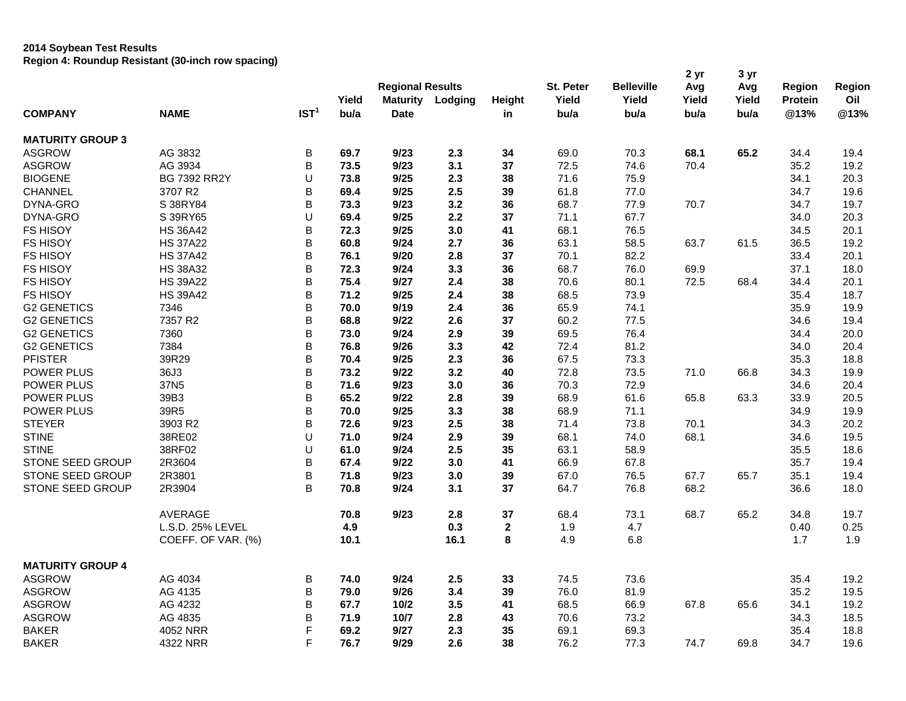**2014 Soybean Test Results**
**Region 4: Roundup Resistant (30-inch row spacing)**

| COMPANY | NAME | IST[1] | Yield bu/a | Regional Results Maturity Date | Lodging | Height in | St. Peter Yield bu/a | Belleville Yield bu/a | 2 yr Avg Yield bu/a | 3 yr Avg Yield bu/a | Region Protein @13% | Region Oil @13% |
|---|---|---|---|---|---|---|---|---|---|---|---|---|
| **MATURITY GROUP 3** | | | | | | | | | | | | |
| ASGROW | AG 3832 | B | **69.7** | **9/23** | **2.3** | **34** | 69.0 | 70.3 | **68.1** | **65.2** | 34.4 | 19.4 |
| ASGROW | AG 3934 | B | **73.5** | **9/23** | **3.1** | **37** | 72.5 | 74.6 | 70.4 | | 35.2 | 19.2 |
| BIOGENE | BG 7392 RR2Y | U | **73.8** | **9/25** | **2.3** | **38** | 71.6 | 75.9 | | | 34.1 | 20.3 |
| CHANNEL | 3707 R2 | B | **69.4** | **9/25** | **2.5** | **39** | 61.8 | 77.0 | | | 34.7 | 19.6 |
| DYNA-GRO | S 38RY84 | B | **73.3** | **9/23** | **3.2** | **36** | 68.7 | 77.9 | 70.7 | | 34.7 | 19.7 |
| DYNA-GRO | S 39RY65 | U | **69.4** | **9/25** | **2.2** | **37** | 71.1 | 67.7 | | | 34.0 | 20.3 |
| FS HISOY | HS 36A42 | B | **72.3** | **9/25** | **3.0** | **41** | 68.1 | 76.5 | | | 34.5 | 20.1 |
| FS HISOY | HS 37A22 | B | **60.8** | **9/24** | **2.7** | **36** | 63.1 | 58.5 | 63.7 | 61.5 | 36.5 | 19.2 |
| FS HISOY | HS 37A42 | B | **76.1** | **9/20** | **2.8** | **37** | 70.1 | 82.2 | | | 33.4 | 20.1 |
| FS HISOY | HS 38A32 | B | **72.3** | **9/24** | **3.3** | **36** | 68.7 | 76.0 | 69.9 | | 37.1 | 18.0 |
| FS HISOY | HS 39A22 | B | **75.4** | **9/27** | **2.4** | **38** | 70.6 | 80.1 | 72.5 | 68.4 | 34.4 | 20.1 |
| FS HISOY | HS 39A42 | B | **71.2** | **9/25** | **2.4** | **38** | 68.5 | 73.9 | | | 35.4 | 18.7 |
| G2 GENETICS | 7346 | B | **70.0** | **9/19** | **2.4** | **36** | 65.9 | 74.1 | | | 35.9 | 19.9 |
| G2 GENETICS | 7357 R2 | B | **68.8** | **9/22** | **2.6** | **37** | 60.2 | 77.5 | | | 34.6 | 19.4 |
| G2 GENETICS | 7360 | B | **73.0** | **9/24** | **2.9** | **39** | 69.5 | 76.4 | | | 34.4 | 20.0 |
| G2 GENETICS | 7384 | B | **76.8** | **9/26** | **3.3** | **42** | 72.4 | 81.2 | | | 34.0 | 20.4 |
| PFISTER | 39R29 | B | **70.4** | **9/25** | **2.3** | **36** | 67.5 | 73.3 | | | 35.3 | 18.8 |
| POWER PLUS | 36J3 | B | **73.2** | **9/22** | **3.2** | **40** | 72.8 | 73.5 | 71.0 | 66.8 | 34.3 | 19.9 |
| POWER PLUS | 37N5 | B | **71.6** | **9/23** | **3.0** | **36** | 70.3 | 72.9 | | | 34.6 | 20.4 |
| POWER PLUS | 39B3 | B | **65.2** | **9/22** | **2.8** | **39** | 68.9 | 61.6 | 65.8 | 63.3 | 33.9 | 20.5 |
| POWER PLUS | 39R5 | B | **70.0** | **9/25** | **3.3** | **38** | 68.9 | 71.1 | | | 34.9 | 19.9 |
| STEYER | 3903 R2 | B | **72.6** | **9/23** | **2.5** | **38** | 71.4 | 73.8 | 70.1 | | 34.3 | 20.2 |
| STINE | 38RE02 | U | **71.0** | **9/24** | **2.9** | **39** | 68.1 | 74.0 | 68.1 | | 34.6 | 19.5 |
| STINE | 38RF02 | U | **61.0** | **9/24** | **2.5** | **35** | 63.1 | 58.9 | | | 35.5 | 18.6 |
| STONE SEED GROUP | 2R3604 | B | **67.4** | **9/22** | **3.0** | **41** | 66.9 | 67.8 | | | 35.7 | 19.4 |
| STONE SEED GROUP | 2R3801 | B | **71.8** | **9/23** | **3.0** | **39** | 67.0 | 76.5 | 67.7 | 65.7 | 35.1 | 19.4 |
| STONE SEED GROUP | 2R3904 | B | **70.8** | **9/24** | **3.1** | **37** | 64.7 | 76.8 | 68.2 | | 36.6 | 18.0 |
| | AVERAGE | | **70.8** | **9/23** | **2.8** | **37** | 68.4 | 73.1 | 68.7 | 65.2 | 34.8 | 19.7 |
| | L.S.D. 25% LEVEL | | **4.9** | | **0.3** | **2** | 1.9 | 4.7 | | | 0.40 | 0.25 |
| | COEFF. OF VAR. (%) | | **10.1** | | **16.1** | **8** | 4.9 | 6.8 | | | 1.7 | 1.9 |
| **MATURITY GROUP 4** | | | | | | | | | | | | |
| ASGROW | AG 4034 | B | **74.0** | **9/24** | **2.5** | **33** | 74.5 | 73.6 | | | 35.4 | 19.2 |
| ASGROW | AG 4135 | B | **79.0** | **9/26** | **3.4** | **39** | 76.0 | 81.9 | | | 35.2 | 19.5 |
| ASGROW | AG 4232 | B | **67.7** | **10/2** | **3.5** | **41** | 68.5 | 66.9 | 67.8 | 65.6 | 34.1 | 19.2 |
| ASGROW | AG 4835 | B | **71.9** | **10/7** | **2.8** | **43** | 70.6 | 73.2 | | | 34.3 | 18.5 |
| BAKER | 4052 NRR | F | **69.2** | **9/27** | **2.3** | **35** | 69.1 | 69.3 | | | 35.4 | 18.8 |
| BAKER | 4322 NRR | F | **76.7** | **9/29** | **2.6** | **38** | 76.2 | 77.3 | 74.7 | 69.8 | 34.7 | 19.6 |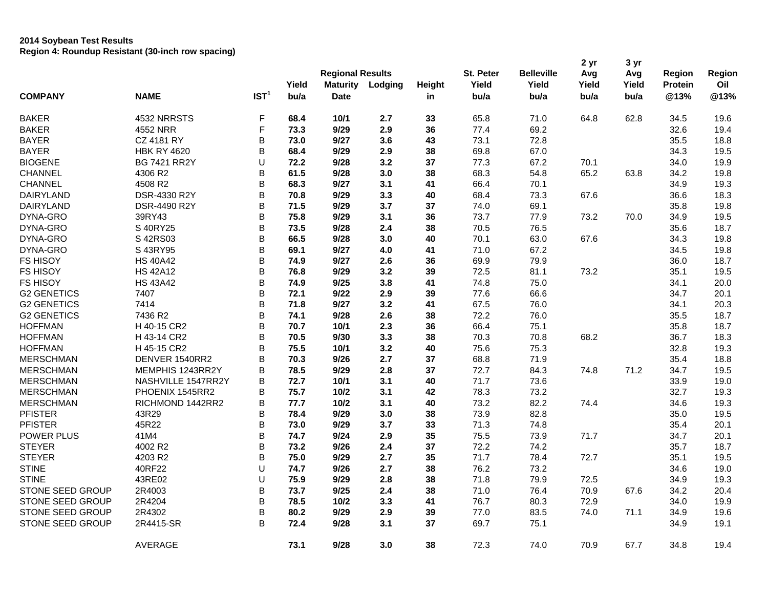**2014 Soybean Test Results**
**Region 4: Roundup Resistant (30-inch row spacing)**

| | | | | Regional Results | | | St. Peter | Belleville | 2 yr | 3 yr | | |
|---|---|---|---|---|---|---|---|---|---|---|---|---|
| | | | Yield | Maturity | Lodging | Height | Yield | Yield | Avg Yield | Avg Yield | Region Protein | Region Oil |
| **COMPANY** | **NAME** | **IST[1]** | **bu/a** | **Date** | | **in** | **bu/a** | **bu/a** | **bu/a** | **bu/a** | **@13%** | **@13%** |
| BAKER | 4532 NRRSTS | F | **68.4** | **10/1** | **2.7** | **33** | 65.8 | 71.0 | 64.8 | 62.8 | 34.5 | 19.6 |
| BAKER | 4552 NRR | F | **73.3** | **9/29** | **2.9** | **36** | 77.4 | 69.2 | | | 32.6 | 19.4 |
| BAYER | CZ 4181 RY | B | **73.0** | **9/27** | **3.6** | **43** | 73.1 | 72.8 | | | 35.5 | 18.8 |
| BAYER | HBK RY 4620 | B | **68.4** | **9/29** | **2.9** | **38** | 69.8 | 67.0 | | | 34.3 | 19.5 |
| BIOGENE | BG 7421 RR2Y | U | **72.2** | **9/28** | **3.2** | **37** | 77.3 | 67.2 | 70.1 | | 34.0 | 19.9 |
| CHANNEL | 4306 R2 | B | **61.5** | **9/28** | **3.0** | **38** | 68.3 | 54.8 | 65.2 | 63.8 | 34.2 | 19.8 |
| CHANNEL | 4508 R2 | B | **68.3** | **9/27** | **3.1** | **41** | 66.4 | 70.1 | | | 34.9 | 19.3 |
| DAIRYLAND | DSR-4330 R2Y | B | **70.8** | **9/29** | **3.3** | **40** | 68.4 | 73.3 | 67.6 | | 36.6 | 18.3 |
| DAIRYLAND | DSR-4490 R2Y | B | **71.5** | **9/29** | **3.7** | **37** | 74.0 | 69.1 | | | 35.8 | 19.8 |
| DYNA-GRO | 39RY43 | B | **75.8** | **9/29** | **3.1** | **36** | 73.7 | 77.9 | 73.2 | 70.0 | 34.9 | 19.5 |
| DYNA-GRO | S 40RY25 | B | **73.5** | **9/28** | **2.4** | **38** | 70.5 | 76.5 | | | 35.6 | 18.7 |
| DYNA-GRO | S 42RS03 | B | **66.5** | **9/28** | **3.0** | **40** | 70.1 | 63.0 | 67.6 | | 34.3 | 19.8 |
| DYNA-GRO | S 43RY95 | B | **69.1** | **9/27** | **4.0** | **41** | 71.0 | 67.2 | | | 34.5 | 19.8 |
| FS HISOY | HS 40A42 | B | **74.9** | **9/27** | **2.6** | **36** | 69.9 | 79.9 | | | 36.0 | 18.7 |
| FS HISOY | HS 42A12 | B | **76.8** | **9/29** | **3.2** | **39** | 72.5 | 81.1 | 73.2 | | 35.1 | 19.5 |
| FS HISOY | HS 43A42 | B | **74.9** | **9/25** | **3.8** | **41** | 74.8 | 75.0 | | | 34.1 | 20.0 |
| G2 GENETICS | 7407 | B | **72.1** | **9/22** | **2.9** | **39** | 77.6 | 66.6 | | | 34.7 | 20.1 |
| G2 GENETICS | 7414 | B | **71.8** | **9/27** | **3.2** | **41** | 67.5 | 76.0 | | | 34.1 | 20.3 |
| G2 GENETICS | 7436 R2 | B | **74.1** | **9/28** | **2.6** | **38** | 72.2 | 76.0 | | | 35.5 | 18.7 |
| HOFFMAN | H 40-15 CR2 | B | **70.7** | **10/1** | **2.3** | **36** | 66.4 | 75.1 | | | 35.8 | 18.7 |
| HOFFMAN | H 43-14 CR2 | B | **70.5** | **9/30** | **3.3** | **38** | 70.3 | 70.8 | 68.2 | | 36.7 | 18.3 |
| HOFFMAN | H 45-15 CR2 | B | **75.5** | **10/1** | **3.2** | **40** | 75.6 | 75.3 | | | 32.8 | 19.3 |
| MERSCHMAN | DENVER 1540RR2 | B | **70.3** | **9/26** | **2.7** | **37** | 68.8 | 71.9 | | | 35.4 | 18.8 |
| MERSCHMAN | MEMPHIS 1243RR2Y | B | **78.5** | **9/29** | **2.8** | **37** | 72.7 | 84.3 | 74.8 | 71.2 | 34.7 | 19.5 |
| MERSCHMAN | NASHVILLE 1547RR2Y | B | **72.7** | **10/1** | **3.1** | **40** | 71.7 | 73.6 | | | 33.9 | 19.0 |
| MERSCHMAN | PHOENIX 1545RR2 | B | **75.7** | **10/2** | **3.1** | **42** | 78.3 | 73.2 | | | 32.7 | 19.3 |
| MERSCHMAN | RICHMOND 1442RR2 | B | **77.7** | **10/2** | **3.1** | **40** | 73.2 | 82.2 | 74.4 | | 34.6 | 19.3 |
| PFISTER | 43R29 | B | **78.4** | **9/29** | **3.0** | **38** | 73.9 | 82.8 | | | 35.0 | 19.5 |
| PFISTER | 45R22 | B | **73.0** | **9/29** | **3.7** | **33** | 71.3 | 74.8 | | | 35.4 | 20.1 |
| POWER PLUS | 41M4 | B | **74.7** | **9/24** | **2.9** | **35** | 75.5 | 73.9 | 71.7 | | 34.7 | 20.1 |
| STEYER | 4002 R2 | B | **73.2** | **9/26** | **2.4** | **37** | 72.2 | 74.2 | | | 35.7 | 18.7 |
| STEYER | 4203 R2 | B | **75.0** | **9/29** | **2.7** | **35** | 71.7 | 78.4 | 72.7 | | 35.1 | 19.5 |
| STINE | 40RF22 | U | **74.7** | **9/26** | **2.7** | **38** | 76.2 | 73.2 | | | 34.6 | 19.0 |
| STINE | 43RE02 | U | **75.9** | **9/29** | **2.8** | **38** | 71.8 | 79.9 | 72.5 | | 34.9 | 19.3 |
| STONE SEED GROUP | 2R4003 | B | **73.7** | **9/25** | **2.4** | **38** | 71.0 | 76.4 | 70.9 | 67.6 | 34.2 | 20.4 |
| STONE SEED GROUP | 2R4204 | B | **78.5** | **10/2** | **3.3** | **41** | 76.7 | 80.3 | 72.9 | | 34.0 | 19.9 |
| STONE SEED GROUP | 2R4302 | B | **80.2** | **9/29** | **2.9** | **39** | 77.0 | 83.5 | 74.0 | 71.1 | 34.9 | 19.6 |
| STONE SEED GROUP | 2R4415-SR | B | **72.4** | **9/28** | **3.1** | **37** | 69.7 | 75.1 | | | 34.9 | 19.1 |
| | AVERAGE | | **73.1** | **9/28** | **3.0** | **38** | 72.3 | 74.0 | 70.9 | 67.7 | 34.8 | 19.4 |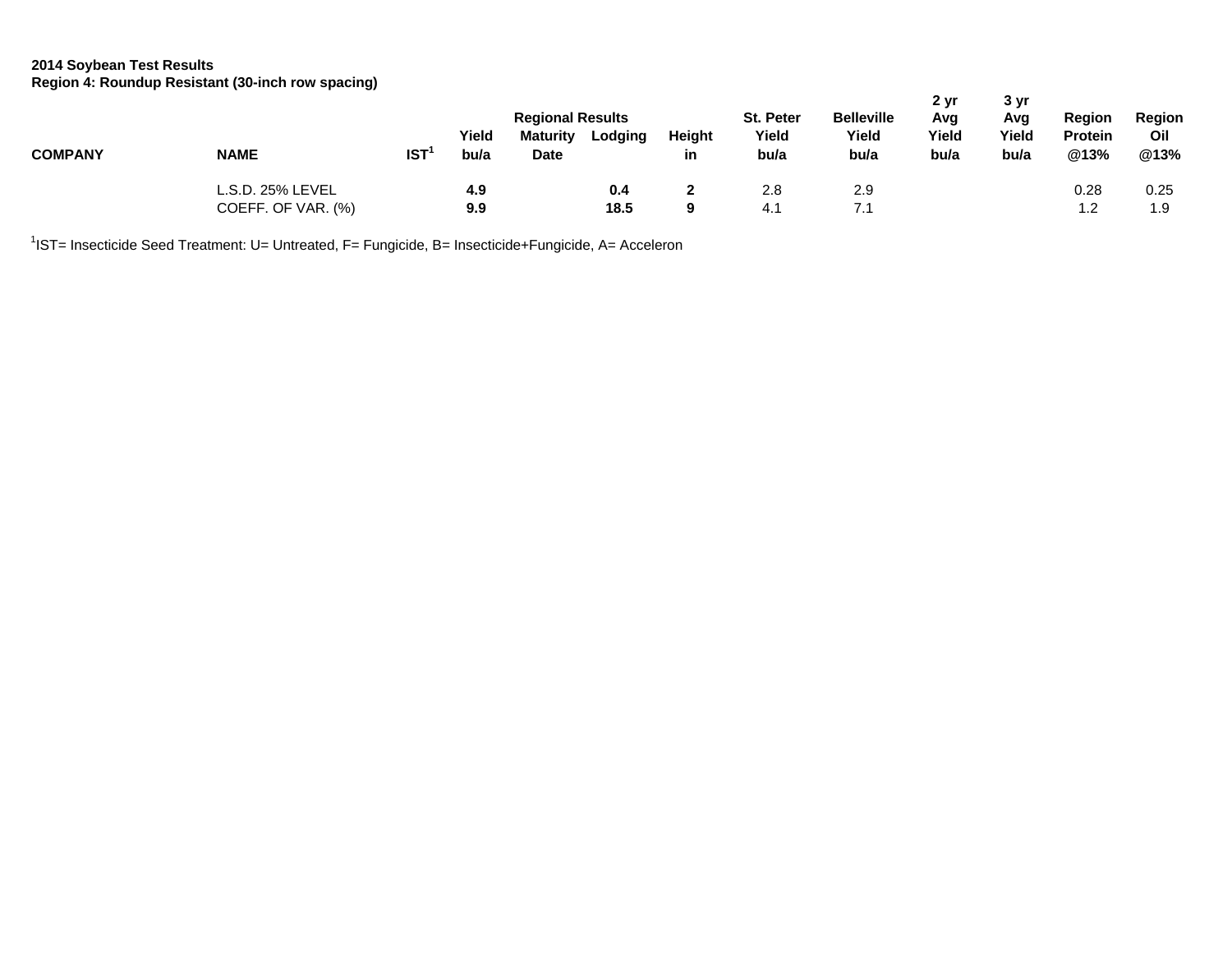**2014 Soybean Test Results**
**Region 4: Roundup Resistant (30-inch row spacing)**

| COMPANY | NAME | IST[1] | Regional Results Yield bu/a | Maturity Date | Lodging | Height in | St. Peter Yield bu/a | Belleville Yield bu/a | 2 yr Avg Yield bu/a | 3 yr Avg Yield bu/a | Region Protein @13% | Region Oil @13% |
|---|---|---|---|---|---|---|---|---|---|---|---|---|
| | L.S.D. 25% LEVEL | | **4.9** | | **0.4** | **2** | 2.8 | 2.9 | | | 0.28 | 0.25 |
| | COEFF. OF VAR. (%) | | **9.9** | | **18.5** | **9** | 4.1 | 7.1 | | | 1.2 | 1.9 |

[1]IST= Insecticide Seed Treatment: U= Untreated, F= Fungicide, B= Insecticide+Fungicide, A= Acceleron